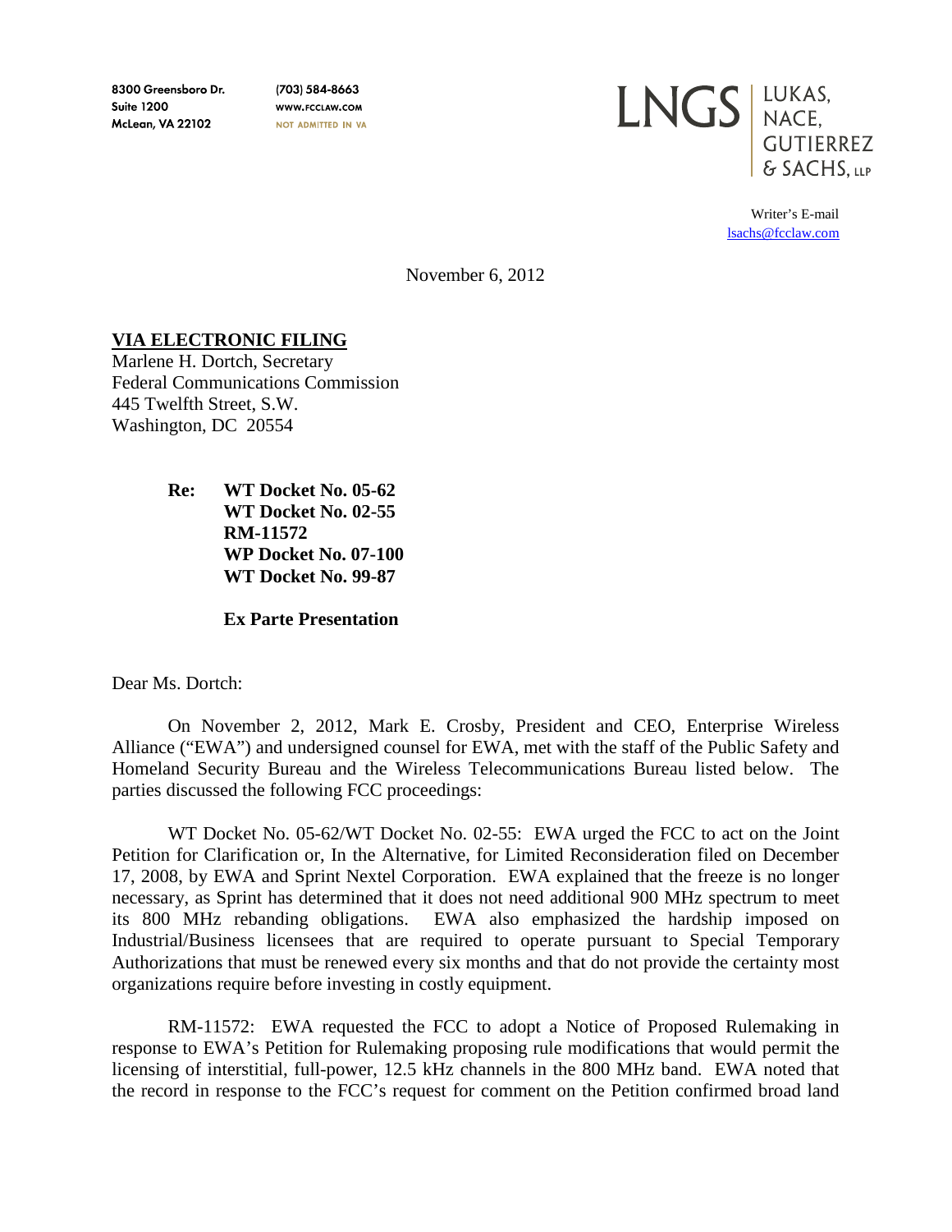8300 Greensboro Dr.
Suite 1200
McLean, VA 22102

(703) 584-8663
WWW.FCCLAW.COM
NOT ADMITTED IN VA

LNGS | LUKAS, NACE, GUTIERREZ & SACHS, LLP

Writer's E-mail
lsachs@fcclaw.com

November 6, 2012

**VIA ELECTRONIC FILING**
Marlene H. Dortch, Secretary
Federal Communications Commission
445 Twelfth Street, S.W.
Washington, DC 20554

**Re: WT Docket No. 05-62**
**WT Docket No. 02-55**
**RM-11572**
**WP Docket No. 07-100**
**WT Docket No. 99-87**

**Ex Parte Presentation**

Dear Ms. Dortch:

On November 2, 2012, Mark E. Crosby, President and CEO, Enterprise Wireless Alliance ("EWA") and undersigned counsel for EWA, met with the staff of the Public Safety and Homeland Security Bureau and the Wireless Telecommunications Bureau listed below. The parties discussed the following FCC proceedings:

WT Docket No. 05-62/WT Docket No. 02-55: EWA urged the FCC to act on the Joint Petition for Clarification or, In the Alternative, for Limited Reconsideration filed on December 17, 2008, by EWA and Sprint Nextel Corporation. EWA explained that the freeze is no longer necessary, as Sprint has determined that it does not need additional 900 MHz spectrum to meet its 800 MHz rebanding obligations. EWA also emphasized the hardship imposed on Industrial/Business licensees that are required to operate pursuant to Special Temporary Authorizations that must be renewed every six months and that do not provide the certainty most organizations require before investing in costly equipment.

RM-11572: EWA requested the FCC to adopt a Notice of Proposed Rulemaking in response to EWA's Petition for Rulemaking proposing rule modifications that would permit the licensing of interstitial, full-power, 12.5 kHz channels in the 800 MHz band. EWA noted that the record in response to the FCC's request for comment on the Petition confirmed broad land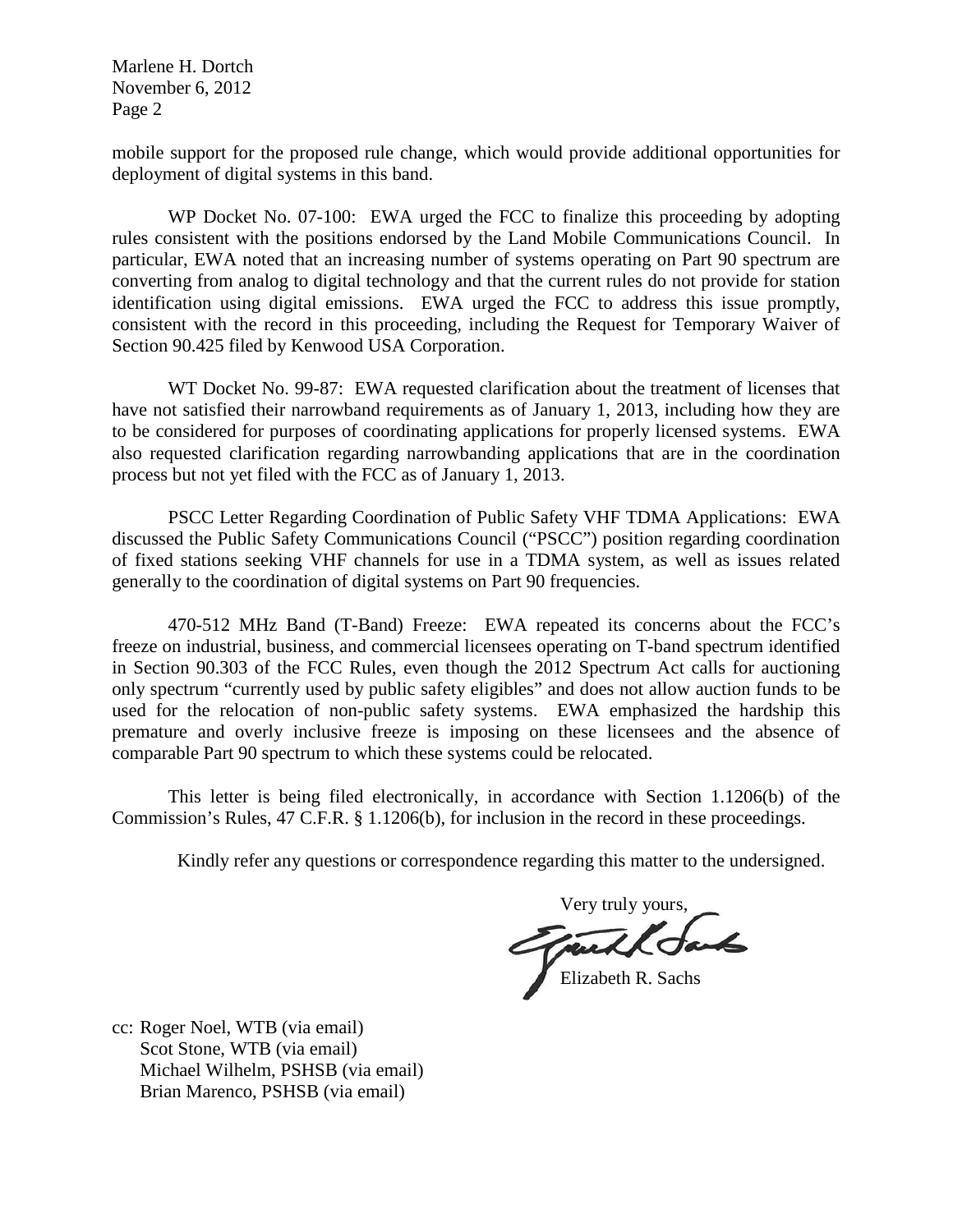mobile support for the proposed rule change, which would provide additional opportunities for deployment of digital systems in this band.

WP Docket No. 07-100: EWA urged the FCC to finalize this proceeding by adopting rules consistent with the positions endorsed by the Land Mobile Communications Council. In particular, EWA noted that an increasing number of systems operating on Part 90 spectrum are converting from analog to digital technology and that the current rules do not provide for station identification using digital emissions. EWA urged the FCC to address this issue promptly, consistent with the record in this proceeding, including the Request for Temporary Waiver of Section 90.425 filed by Kenwood USA Corporation.

WT Docket No. 99-87: EWA requested clarification about the treatment of licenses that have not satisfied their narrowband requirements as of January 1, 2013, including how they are to be considered for purposes of coordinating applications for properly licensed systems. EWA also requested clarification regarding narrowbanding applications that are in the coordination process but not yet filed with the FCC as of January 1, 2013.

PSCC Letter Regarding Coordination of Public Safety VHF TDMA Applications: EWA discussed the Public Safety Communications Council ("PSCC") position regarding coordination of fixed stations seeking VHF channels for use in a TDMA system, as well as issues related generally to the coordination of digital systems on Part 90 frequencies.

470-512 MHz Band (T-Band) Freeze: EWA repeated its concerns about the FCC's freeze on industrial, business, and commercial licensees operating on T-band spectrum identified in Section 90.303 of the FCC Rules, even though the 2012 Spectrum Act calls for auctioning only spectrum "currently used by public safety eligibles" and does not allow auction funds to be used for the relocation of non-public safety systems. EWA emphasized the hardship this premature and overly inclusive freeze is imposing on these licensees and the absence of comparable Part 90 spectrum to which these systems could be relocated.

This letter is being filed electronically, in accordance with Section 1.1206(b) of the Commission's Rules, 47 C.F.R. § 1.1206(b), for inclusion in the record in these proceedings.

Kindly refer any questions or correspondence regarding this matter to the undersigned.

Very truly yours,

Elizabeth R. Sachs

cc: Roger Noel, WTB (via email)
Scot Stone, WTB (via email)
Michael Wilhelm, PSHSB (via email)
Brian Marenco, PSHSB (via email)